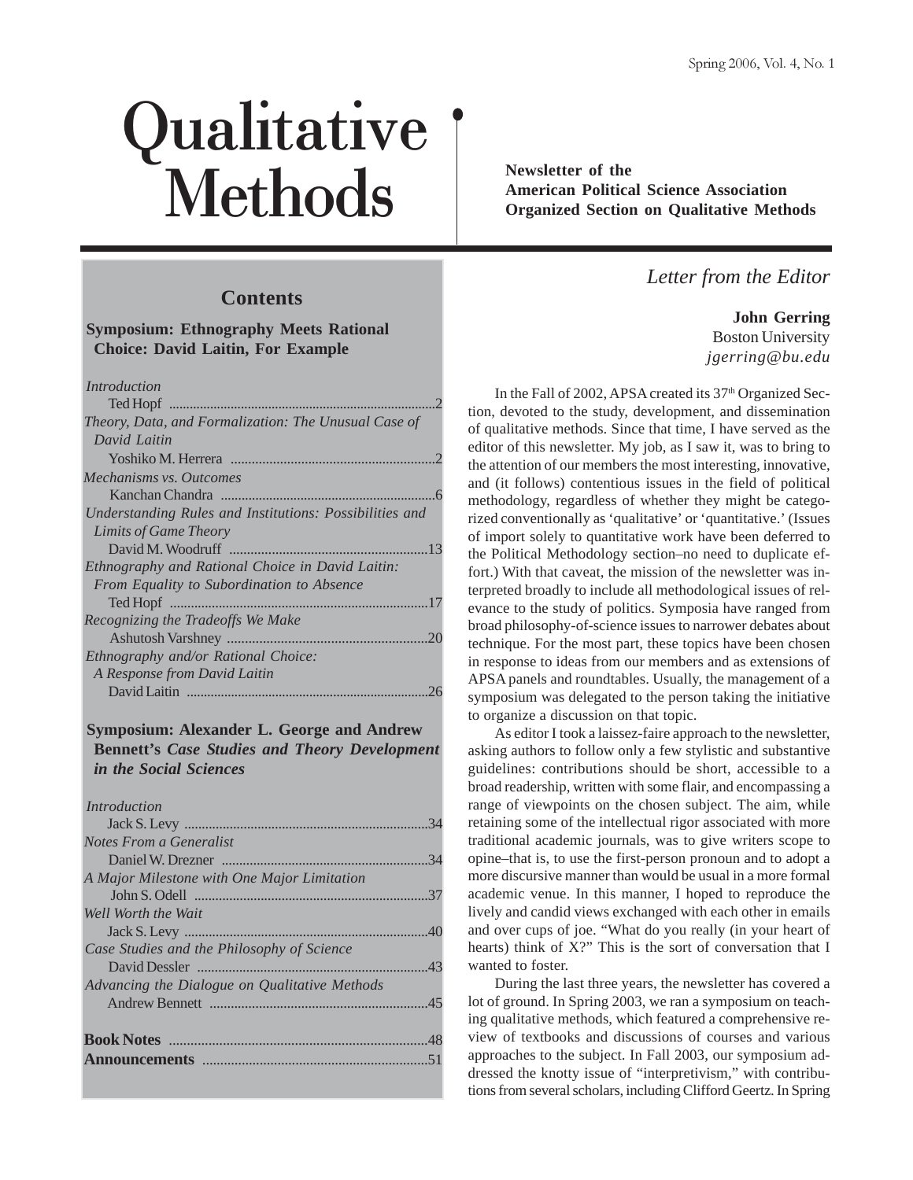# Qualitative Methods

**Newsletter of the American Political Science Association Organized Section on Qualitative Methods**

## Contents

**Symposium: Ethnography Meets Rational Choice: David Laitin, For Example**

*Introduction*
Ted Hopf ....2

*Theory, Data, and Formalization: The Unusual Case of David Laitin*
Yoshiko M. Herrera ....2

*Mechanisms vs. Outcomes*
Kanchan Chandra ....6

*Understanding Rules and Institutions: Possibilities and Limits of Game Theory*
David M. Woodruff ....13

*Ethnography and Rational Choice in David Laitin: From Equality to Subordination to Absence*
Ted Hopf ....17

*Recognizing the Tradeoffs We Make*
Ashutosh Varshney ....20

*Ethnography and/or Rational Choice: A Response from David Laitin*
David Laitin ....26

**Symposium: Alexander L. George and Andrew Bennett's *Case Studies and Theory Development in the Social Sciences***

*Introduction*
Jack S. Levy ....34

*Notes From a Generalist*
Daniel W. Drezner ....34

*A Major Milestone with One Major Limitation*
John S. Odell ....37

*Well Worth the Wait*
Jack S. Levy ....40

*Case Studies and the Philosophy of Science*
David Dessler ....43

*Advancing the Dialogue on Qualitative Methods*
Andrew Bennett ....45

**Book Notes** ....48

**Announcements** ....51

## *Letter from the Editor*

**John Gerring**
Boston University
*jgerring@bu.edu*

In the Fall of 2002, APSA created its 37th Organized Section, devoted to the study, development, and dissemination of qualitative methods. Since that time, I have served as the editor of this newsletter. My job, as I saw it, was to bring to the attention of our members the most interesting, innovative, and (it follows) contentious issues in the field of political methodology, regardless of whether they might be categorized conventionally as 'qualitative' or 'quantitative.' (Issues of import solely to quantitative work have been deferred to the Political Methodology section–no need to duplicate effort.) With that caveat, the mission of the newsletter was interpreted broadly to include all methodological issues of relevance to the study of politics. Symposia have ranged from broad philosophy-of-science issues to narrower debates about technique. For the most part, these topics have been chosen in response to ideas from our members and as extensions of APSA panels and roundtables. Usually, the management of a symposium was delegated to the person taking the initiative to organize a discussion on that topic.

As editor I took a laissez-faire approach to the newsletter, asking authors to follow only a few stylistic and substantive guidelines: contributions should be short, accessible to a broad readership, written with some flair, and encompassing a range of viewpoints on the chosen subject. The aim, while retaining some of the intellectual rigor associated with more traditional academic journals, was to give writers scope to opine–that is, to use the first-person pronoun and to adopt a more discursive manner than would be usual in a more formal academic venue. In this manner, I hoped to reproduce the lively and candid views exchanged with each other in emails and over cups of joe. "What do you really (in your heart of hearts) think of X?" This is the sort of conversation that I wanted to foster.

During the last three years, the newsletter has covered a lot of ground. In Spring 2003, we ran a symposium on teaching qualitative methods, which featured a comprehensive review of textbooks and discussions of courses and various approaches to the subject. In Fall 2003, our symposium addressed the knotty issue of "interpretivism," with contributions from several scholars, including Clifford Geertz. In Spring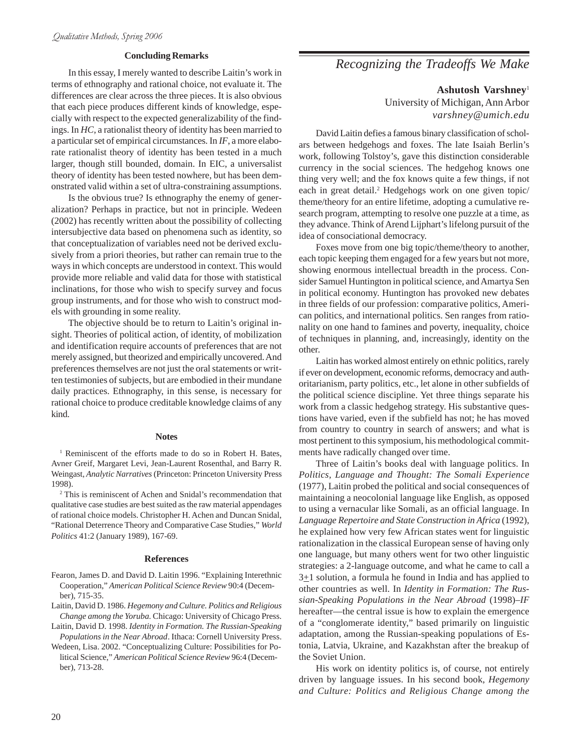### Concluding Remarks

In this essay, I merely wanted to describe Laitin's work in terms of ethnography and rational choice, not evaluate it. The differences are clear across the three pieces. It is also obvious that each piece produces different kinds of knowledge, especially with respect to the expected generalizability of the findings. In *HC*, a rationalist theory of identity has been married to a particular set of empirical circumstances. In *IF*, a more elaborate rationalist theory of identity has been tested in a much larger, though still bounded, domain. In EIC, a universalist theory of identity has been tested nowhere, but has been demonstrated valid within a set of ultra-constraining assumptions.

Is the obvious true? Is ethnography the enemy of generalization? Perhaps in practice, but not in principle. Wedeen (2002) has recently written about the possibility of collecting intersubjective data based on phenomena such as identity, so that conceptualization of variables need not be derived exclusively from a priori theories, but rather can remain true to the ways in which concepts are understood in context. This would provide more reliable and valid data for those with statistical inclinations, for those who wish to specify survey and focus group instruments, and for those who wish to construct models with grounding in some reality.

The objective should be to return to Laitin's original insight. Theories of political action, of identity, of mobilization and identification require accounts of preferences that are not merely assigned, but theorized and empirically uncovered. And preferences themselves are not just the oral statements or written testimonies of subjects, but are embodied in their mundane daily practices. Ethnography, in this sense, is necessary for rational choice to produce creditable knowledge claims of any kind.

### Notes

[1] Reminiscent of the efforts made to do so in Robert H. Bates, Avner Greif, Margaret Levi, Jean-Laurent Rosenthal, and Barry R. Weingast, *Analytic Narratives* (Princeton: Princeton University Press 1998).

[2] This is reminiscent of Achen and Snidal's recommendation that qualitative case studies are best suited as the raw material appendages of rational choice models. Christopher H. Achen and Duncan Snidal, "Rational Deterrence Theory and Comparative Case Studies," *World Politics* 41:2 (January 1989), 167-69.

### References

Fearon, James D. and David D. Laitin 1996. "Explaining Interethnic Cooperation," *American Political Science Review* 90:4 (December), 715-35.

Laitin, David D. 1986. *Hegemony and Culture. Politics and Religious Change among the Yoruba.* Chicago: University of Chicago Press.

Laitin, David D. 1998. *Identity in Formation. The Russian-Speaking Populations in the Near Abroad*. Ithaca: Cornell University Press.

Wedeen, Lisa. 2002. "Conceptualizing Culture: Possibilities for Political Science," *American Political Science Review* 96:4 (December), 713-28.

## Recognizing the Tradeoffs We Make

**Ashutosh Varshney**[1]
University of Michigan, Ann Arbor
*varshney@umich.edu*

David Laitin defies a famous binary classification of scholars between hedgehogs and foxes. The late Isaiah Berlin's work, following Tolstoy's, gave this distinction considerable currency in the social sciences. The hedgehog knows one thing very well; and the fox knows quite a few things, if not each in great detail.[2] Hedgehogs work on one given topic/theme/theory for an entire lifetime, adopting a cumulative research program, attempting to resolve one puzzle at a time, as they advance. Think of Arend Lijphart's lifelong pursuit of the idea of consociational democracy.

Foxes move from one big topic/theme/theory to another, each topic keeping them engaged for a few years but not more, showing enormous intellectual breadth in the process. Consider Samuel Huntington in political science, and Amartya Sen in political economy. Huntington has provoked new debates in three fields of our profession: comparative politics, American politics, and international politics. Sen ranges from rationality on one hand to famines and poverty, inequality, choice of techniques in planning, and, increasingly, identity on the other.

Laitin has worked almost entirely on ethnic politics, rarely if ever on development, economic reforms, democracy and authoritarianism, party politics, etc., let alone in other subfields of the political science discipline. Yet three things separate his work from a classic hedgehog strategy. His substantive questions have varied, even if the subfield has not; he has moved from country to country in search of answers; and what is most pertinent to this symposium, his methodological commitments have radically changed over time.

Three of Laitin's books deal with language politics. In *Politics, Language and Thought: The Somali Experience* (1977), Laitin probed the political and social consequences of maintaining a neocolonial language like English, as opposed to using a vernacular like Somali, as an official language. In *Language Repertoire and State Construction in Africa* (1992), he explained how very few African states went for linguistic rationalization in the classical European sense of having only one language, but many others went for two other linguistic strategies: a 2-language outcome, and what he came to call a $3 \pm 1$ solution, a formula he found in India and has applied to other countries as well. In *Identity in Formation: The Russian-Speaking Populations in the Near Abroad* (1998)–*IF* hereafter—the central issue is how to explain the emergence of a "conglomerate identity," based primarily on linguistic adaptation, among the Russian-speaking populations of Estonia, Latvia, Ukraine, and Kazakhstan after the breakup of the Soviet Union.

His work on identity politics is, of course, not entirely driven by language issues. In his second book, *Hegemony and Culture: Politics and Religious Change among the*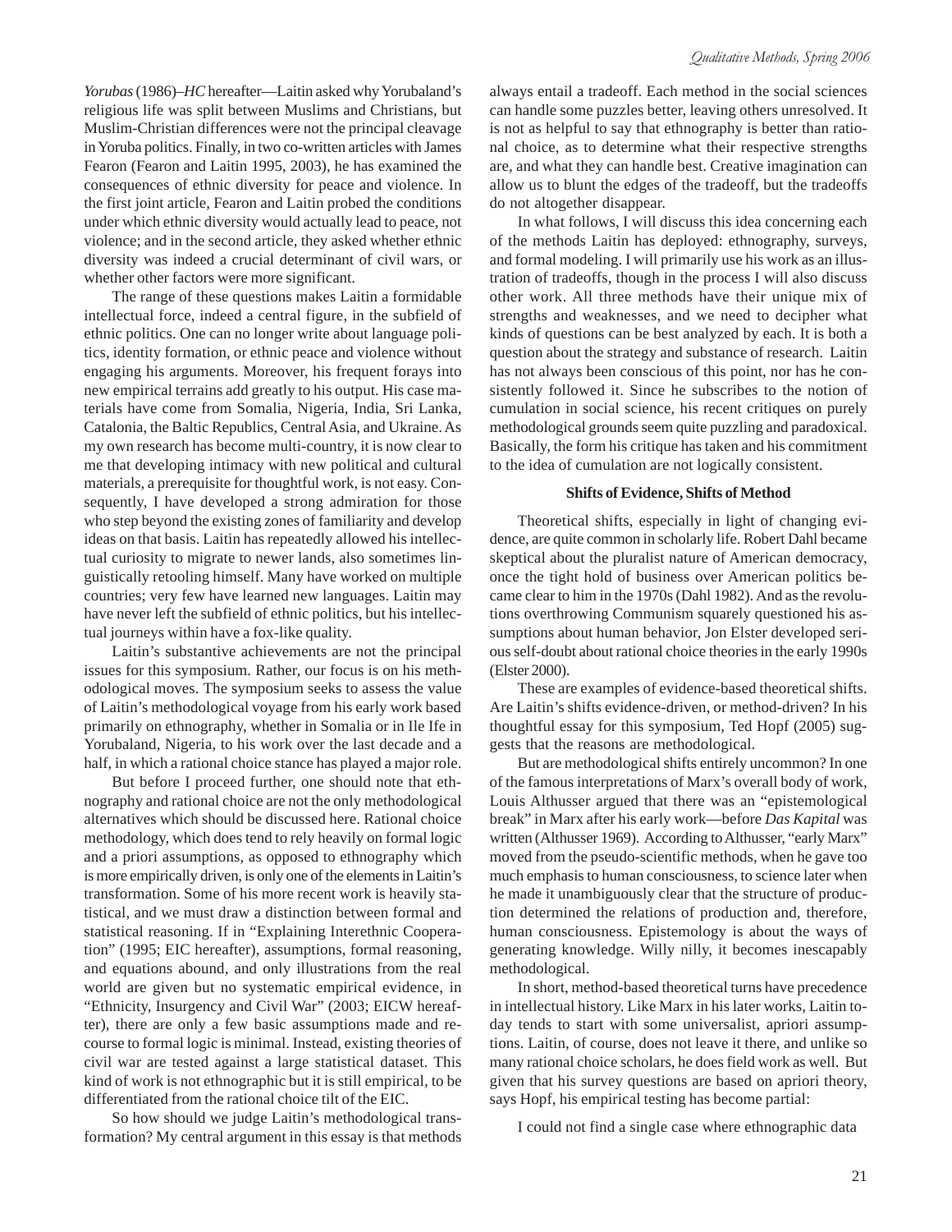*Yorubas* (1986)–*HC* hereafter—Laitin asked why Yorubaland's religious life was split between Muslims and Christians, but Muslim-Christian differences were not the principal cleavage in Yoruba politics. Finally, in two co-written articles with James Fearon (Fearon and Laitin 1995, 2003), he has examined the consequences of ethnic diversity for peace and violence. In the first joint article, Fearon and Laitin probed the conditions under which ethnic diversity would actually lead to peace, not violence; and in the second article, they asked whether ethnic diversity was indeed a crucial determinant of civil wars, or whether other factors were more significant.

The range of these questions makes Laitin a formidable intellectual force, indeed a central figure, in the subfield of ethnic politics. One can no longer write about language politics, identity formation, or ethnic peace and violence without engaging his arguments. Moreover, his frequent forays into new empirical terrains add greatly to his output. His case materials have come from Somalia, Nigeria, India, Sri Lanka, Catalonia, the Baltic Republics, Central Asia, and Ukraine. As my own research has become multi-country, it is now clear to me that developing intimacy with new political and cultural materials, a prerequisite for thoughtful work, is not easy. Consequently, I have developed a strong admiration for those who step beyond the existing zones of familiarity and develop ideas on that basis. Laitin has repeatedly allowed his intellectual curiosity to migrate to newer lands, also sometimes linguistically retooling himself. Many have worked on multiple countries; very few have learned new languages. Laitin may have never left the subfield of ethnic politics, but his intellectual journeys within have a fox-like quality.

Laitin's substantive achievements are not the principal issues for this symposium. Rather, our focus is on his methodological moves. The symposium seeks to assess the value of Laitin's methodological voyage from his early work based primarily on ethnography, whether in Somalia or in Ile Ife in Yorubaland, Nigeria, to his work over the last decade and a half, in which a rational choice stance has played a major role.

But before I proceed further, one should note that ethnography and rational choice are not the only methodological alternatives which should be discussed here. Rational choice methodology, which does tend to rely heavily on formal logic and a priori assumptions, as opposed to ethnography which is more empirically driven, is only one of the elements in Laitin's transformation. Some of his more recent work is heavily statistical, and we must draw a distinction between formal and statistical reasoning. If in "Explaining Interethnic Cooperation" (1995; EIC hereafter), assumptions, formal reasoning, and equations abound, and only illustrations from the real world are given but no systematic empirical evidence, in "Ethnicity, Insurgency and Civil War" (2003; EICW hereafter), there are only a few basic assumptions made and recourse to formal logic is minimal. Instead, existing theories of civil war are tested against a large statistical dataset. This kind of work is not ethnographic but it is still empirical, to be differentiated from the rational choice tilt of the EIC.

So how should we judge Laitin's methodological transformation? My central argument in this essay is that methods always entail a tradeoff. Each method in the social sciences can handle some puzzles better, leaving others unresolved. It is not as helpful to say that ethnography is better than rational choice, as to determine what their respective strengths are, and what they can handle best. Creative imagination can allow us to blunt the edges of the tradeoff, but the tradeoffs do not altogether disappear.

In what follows, I will discuss this idea concerning each of the methods Laitin has deployed: ethnography, surveys, and formal modeling. I will primarily use his work as an illustration of tradeoffs, though in the process I will also discuss other work. All three methods have their unique mix of strengths and weaknesses, and we need to decipher what kinds of questions can be best analyzed by each. It is both a question about the strategy and substance of research. Laitin has not always been conscious of this point, nor has he consistently followed it. Since he subscribes to the notion of cumulation in social science, his recent critiques on purely methodological grounds seem quite puzzling and paradoxical. Basically, the form his critique has taken and his commitment to the idea of cumulation are not logically consistent.

### Shifts of Evidence, Shifts of Method

Theoretical shifts, especially in light of changing evidence, are quite common in scholarly life. Robert Dahl became skeptical about the pluralist nature of American democracy, once the tight hold of business over American politics became clear to him in the 1970s (Dahl 1982). And as the revolutions overthrowing Communism squarely questioned his assumptions about human behavior, Jon Elster developed serious self-doubt about rational choice theories in the early 1990s (Elster 2000).

These are examples of evidence-based theoretical shifts. Are Laitin's shifts evidence-driven, or method-driven? In his thoughtful essay for this symposium, Ted Hopf (2005) suggests that the reasons are methodological.

But are methodological shifts entirely uncommon? In one of the famous interpretations of Marx's overall body of work, Louis Althusser argued that there was an "epistemological break" in Marx after his early work—before *Das Kapital* was written (Althusser 1969). According to Althusser, "early Marx" moved from the pseudo-scientific methods, when he gave too much emphasis to human consciousness, to science later when he made it unambiguously clear that the structure of production determined the relations of production and, therefore, human consciousness. Epistemology is about the ways of generating knowledge. Willy nilly, it becomes inescapably methodological.

In short, method-based theoretical turns have precedence in intellectual history. Like Marx in his later works, Laitin today tends to start with some universalist, apriori assumptions. Laitin, of course, does not leave it there, and unlike so many rational choice scholars, he does field work as well. But given that his survey questions are based on apriori theory, says Hopf, his empirical testing has become partial:

> I could not find a single case where ethnographic data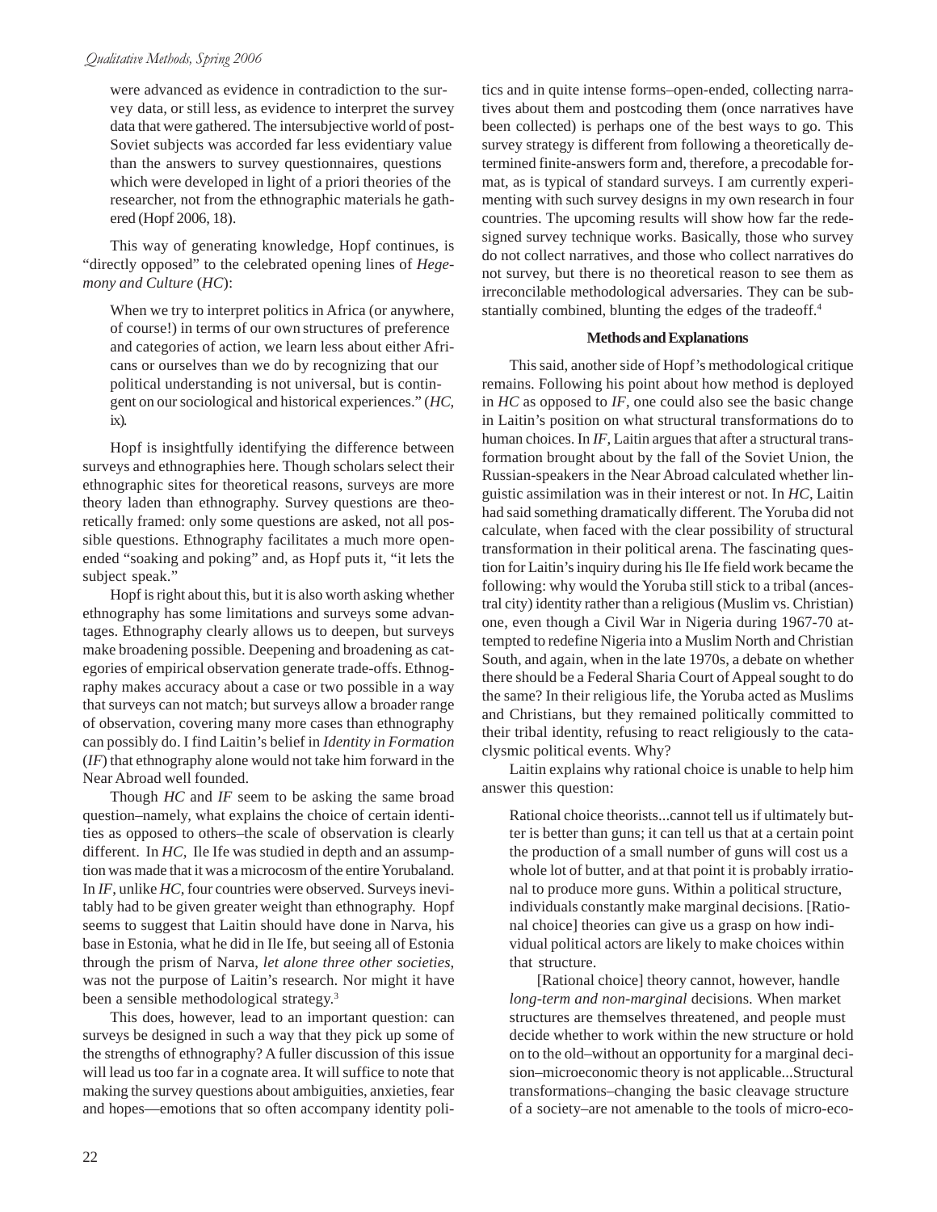were advanced as evidence in contradiction to the survey data, or still less, as evidence to interpret the survey data that were gathered. The intersubjective world of post-Soviet subjects was accorded far less evidentiary value than the answers to survey questionnaires, questions which were developed in light of a priori theories of the researcher, not from the ethnographic materials he gathered (Hopf 2006, 18).

This way of generating knowledge, Hopf continues, is "directly opposed" to the celebrated opening lines of *Hegemony and Culture* (*HC*):

> When we try to interpret politics in Africa (or anywhere, of course!) in terms of our own structures of preference and categories of action, we learn less about either Africans or ourselves than we do by recognizing that our political understanding is not universal, but is contingent on our sociological and historical experiences." (*HC*, ix).

Hopf is insightfully identifying the difference between surveys and ethnographies here. Though scholars select their ethnographic sites for theoretical reasons, surveys are more theory laden than ethnography. Survey questions are theoretically framed: only some questions are asked, not all possible questions. Ethnography facilitates a much more open-ended "soaking and poking" and, as Hopf puts it, "it lets the subject speak."

Hopf is right about this, but it is also worth asking whether ethnography has some limitations and surveys some advantages. Ethnography clearly allows us to deepen, but surveys make broadening possible. Deepening and broadening as categories of empirical observation generate trade-offs. Ethnography makes accuracy about a case or two possible in a way that surveys can not match; but surveys allow a broader range of observation, covering many more cases than ethnography can possibly do. I find Laitin's belief in *Identity in Formation* (*IF*) that ethnography alone would not take him forward in the Near Abroad well founded.

Though *HC* and *IF* seem to be asking the same broad question–namely, what explains the choice of certain identities as opposed to others–the scale of observation is clearly different. In *HC*, Ile Ife was studied in depth and an assumption was made that it was a microcosm of the entire Yorubaland. In *IF*, unlike *HC*, four countries were observed. Surveys inevitably had to be given greater weight than ethnography. Hopf seems to suggest that Laitin should have done in Narva, his base in Estonia, what he did in Ile Ife, but seeing all of Estonia through the prism of Narva, *let alone three other societies*, was not the purpose of Laitin's research. Nor might it have been a sensible methodological strategy.[3]

This does, however, lead to an important question: can surveys be designed in such a way that they pick up some of the strengths of ethnography? A fuller discussion of this issue will lead us too far in a cognate area. It will suffice to note that making the survey questions about ambiguities, anxieties, fear and hopes—emotions that so often accompany identity politics and in quite intense forms–open-ended, collecting narratives about them and postcoding them (once narratives have been collected) is perhaps one of the best ways to go. This survey strategy is different from following a theoretically determined finite-answers form and, therefore, a precodable format, as is typical of standard surveys. I am currently experimenting with such survey designs in my own research in four countries. The upcoming results will show how far the redesigned survey technique works. Basically, those who survey do not collect narratives, and those who collect narratives do not survey, but there is no theoretical reason to see them as irreconcilable methodological adversaries. They can be substantially combined, blunting the edges of the tradeoff.[4]

### Methods and Explanations

This said, another side of Hopf's methodological critique remains. Following his point about how method is deployed in *HC* as opposed to *IF*, one could also see the basic change in Laitin's position on what structural transformations do to human choices. In *IF*, Laitin argues that after a structural transformation brought about by the fall of the Soviet Union, the Russian-speakers in the Near Abroad calculated whether linguistic assimilation was in their interest or not. In *HC*, Laitin had said something dramatically different. The Yoruba did not calculate, when faced with the clear possibility of structural transformation in their political arena. The fascinating question for Laitin's inquiry during his Ile Ife field work became the following: why would the Yoruba still stick to a tribal (ancestral city) identity rather than a religious (Muslim vs. Christian) one, even though a Civil War in Nigeria during 1967-70 attempted to redefine Nigeria into a Muslim North and Christian South, and again, when in the late 1970s, a debate on whether there should be a Federal Sharia Court of Appeal sought to do the same? In their religious life, the Yoruba acted as Muslims and Christians, but they remained politically committed to their tribal identity, refusing to react religiously to the cataclysmic political events. Why?

Laitin explains why rational choice is unable to help him answer this question:

> Rational choice theorists...cannot tell us if ultimately butter is better than guns; it can tell us that at a certain point the production of a small number of guns will cost us a whole lot of butter, and at that point it is probably irrational to produce more guns. Within a political structure, individuals constantly make marginal decisions. [Rational choice] theories can give us a grasp on how individual political actors are likely to make choices within that structure.
>
> [Rational choice] theory cannot, however, handle *long-term and non-marginal* decisions. When market structures are themselves threatened, and people must decide whether to work within the new structure or hold on to the old–without an opportunity for a marginal decision–microeconomic theory is not applicable...Structural transformations–changing the basic cleavage structure of a society–are not amenable to the tools of micro-eco-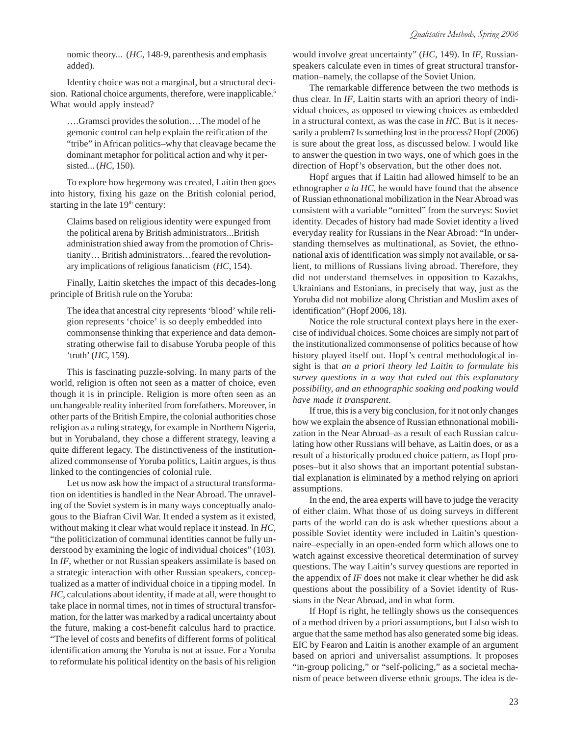nomic theory... (*HC*, 148-9, parenthesis and emphasis added).

Identity choice was not a marginal, but a structural decision. Rational choice arguments, therefore, were inapplicable.[5] What would apply instead?

> ….Gramsci provides the solution….The model of he gemonic control can help explain the reification of the "tribe" in African politics–why that cleavage became the dominant metaphor for political action and why it persisted... (*HC*, 150).

To explore how hegemony was created, Laitin then goes into history, fixing his gaze on the British colonial period, starting in the late 19th century:

> Claims based on religious identity were expunged from the political arena by British administrators...British administration shied away from the promotion of Christianity… British administrators…feared the revolutionary implications of religious fanaticism (*HC*, 154).

Finally, Laitin sketches the impact of this decades-long principle of British rule on the Yoruba:

> The idea that ancestral city represents 'blood' while religion represents 'choice' is so deeply embedded into commonsense thinking that experience and data demonstrating otherwise fail to disabuse Yoruba people of this 'truth' (*HC*, 159).

This is fascinating puzzle-solving. In many parts of the world, religion is often not seen as a matter of choice, even though it is in principle. Religion is more often seen as an unchangeable reality inherited from forefathers. Moreover, in other parts of the British Empire, the colonial authorities chose religion as a ruling strategy, for example in Northern Nigeria, but in Yorubaland, they chose a different strategy, leaving a quite different legacy. The distinctiveness of the institutionalized commonsense of Yoruba politics, Laitin argues, is thus linked to the contingencies of colonial rule.

Let us now ask how the impact of a structural transformation on identities is handled in the Near Abroad. The unraveling of the Soviet system is in many ways conceptually analogous to the Biafran Civil War. It ended a system as it existed, without making it clear what would replace it instead. In *HC*, "the politicization of communal identities cannot be fully understood by examining the logic of individual choices" (103). In *IF*, whether or not Russian speakers assimilate is based on a strategic interaction with other Russian speakers, conceptualized as a matter of individual choice in a tipping model. In *HC*, calculations about identity, if made at all, were thought to take place in normal times, not in times of structural transformation, for the latter was marked by a radical uncertainty about the future, making a cost-benefit calculus hard to practice. "The level of costs and benefits of different forms of political identification among the Yoruba is not at issue. For a Yoruba to reformulate his political identity on the basis of his religion would involve great uncertainty" (*HC*, 149). In *IF*, Russian-speakers calculate even in times of great structural transformation–namely, the collapse of the Soviet Union.

The remarkable difference between the two methods is thus clear. In *IF*, Laitin starts with an apriori theory of individual choices, as opposed to viewing choices as embedded in a structural context, as was the case in *HC*. But is it necessarily a problem? Is something lost in the process? Hopf (2006) is sure about the great loss, as discussed below. I would like to answer the question in two ways, one of which goes in the direction of Hopf's observation, but the other does not.

Hopf argues that if Laitin had allowed himself to be an ethnographer *a la HC*, he would have found that the absence of Russian ethnonational mobilization in the Near Abroad was consistent with a variable "omitted" from the surveys: Soviet identity. Decades of history had made Soviet identity a lived everyday reality for Russians in the Near Abroad: "In understanding themselves as multinational, as Soviet, the ethnonational axis of identification was simply not available, or salient, to millions of Russians living abroad. Therefore, they did not understand themselves in opposition to Kazakhs, Ukrainians and Estonians, in precisely that way, just as the Yoruba did not mobilize along Christian and Muslim axes of identification" (Hopf 2006, 18).

Notice the role structural context plays here in the exercise of individual choices. Some choices are simply not part of the institutionalized commonsense of politics because of how history played itself out. Hopf's central methodological insight is that *an a priori theory led Laitin to formulate his survey questions in a way that ruled out this explanatory possibility, and an ethnographic soaking and poaking would have made it transparent*.

If true, this is a very big conclusion, for it not only changes how we explain the absence of Russian ethnonational mobilization in the Near Abroad–as a result of each Russian calculating how other Russians will behave, as Laitin does, or as a result of a historically produced choice pattern, as Hopf proposes–but it also shows that an important potential substantial explanation is eliminated by a method relying on apriori assumptions.

In the end, the area experts will have to judge the veracity of either claim. What those of us doing surveys in different parts of the world can do is ask whether questions about a possible Soviet identity were included in Laitin's questionnaire–especially in an open-ended form which allows one to watch against excessive theoretical determination of survey questions. The way Laitin's survey questions are reported in the appendix of *IF* does not make it clear whether he did ask questions about the possibility of a Soviet identity of Russians in the Near Abroad, and in what form.

If Hopf is right, he tellingly shows us the consequences of a method driven by a priori assumptions, but I also wish to argue that the same method has also generated some big ideas. EIC by Fearon and Laitin is another example of an argument based on apriori and universalist assumptions. It proposes "in-group policing," or "self-policing," as a societal mechanism of peace between diverse ethnic groups. The idea is de-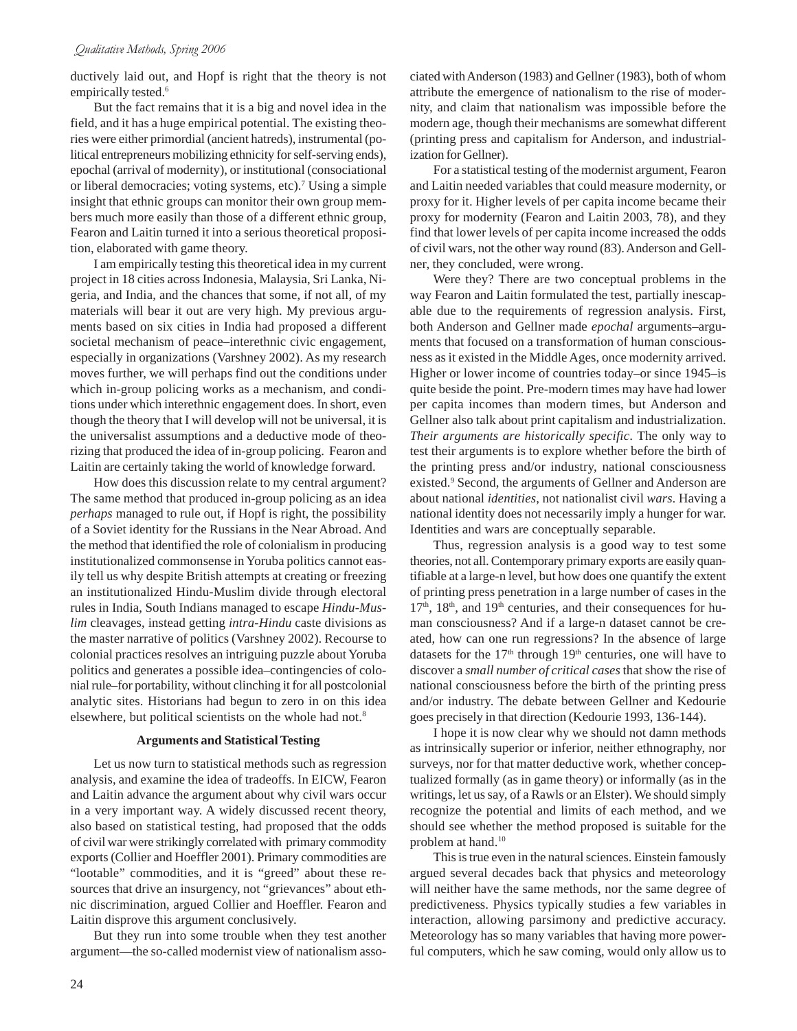ductively laid out, and Hopf is right that the theory is not empirically tested.[6]

But the fact remains that it is a big and novel idea in the field, and it has a huge empirical potential. The existing theories were either primordial (ancient hatreds), instrumental (political entrepreneurs mobilizing ethnicity for self-serving ends), epochal (arrival of modernity), or institutional (consociational or liberal democracies; voting systems, etc).[7] Using a simple insight that ethnic groups can monitor their own group members much more easily than those of a different ethnic group, Fearon and Laitin turned it into a serious theoretical proposition, elaborated with game theory.

I am empirically testing this theoretical idea in my current project in 18 cities across Indonesia, Malaysia, Sri Lanka, Nigeria, and India, and the chances that some, if not all, of my materials will bear it out are very high. My previous arguments based on six cities in India had proposed a different societal mechanism of peace–interethnic civic engagement, especially in organizations (Varshney 2002). As my research moves further, we will perhaps find out the conditions under which in-group policing works as a mechanism, and conditions under which interethnic engagement does. In short, even though the theory that I will develop will not be universal, it is the universalist assumptions and a deductive mode of theorizing that produced the idea of in-group policing. Fearon and Laitin are certainly taking the world of knowledge forward.

How does this discussion relate to my central argument? The same method that produced in-group policing as an idea *perhaps* managed to rule out, if Hopf is right, the possibility of a Soviet identity for the Russians in the Near Abroad. And the method that identified the role of colonialism in producing institutionalized commonsense in Yoruba politics cannot easily tell us why despite British attempts at creating or freezing an institutionalized Hindu-Muslim divide through electoral rules in India, South Indians managed to escape *Hindu-Muslim* cleavages, instead getting *intra-Hindu* caste divisions as the master narrative of politics (Varshney 2002). Recourse to colonial practices resolves an intriguing puzzle about Yoruba politics and generates a possible idea–contingencies of colonial rule–for portability, without clinching it for all postcolonial analytic sites. Historians had begun to zero in on this idea elsewhere, but political scientists on the whole had not.[8]

### Arguments and Statistical Testing

Let us now turn to statistical methods such as regression analysis, and examine the idea of tradeoffs. In EICW, Fearon and Laitin advance the argument about why civil wars occur in a very important way. A widely discussed recent theory, also based on statistical testing, had proposed that the odds of civil war were strikingly correlated with primary commodity exports (Collier and Hoeffler 2001). Primary commodities are "lootable" commodities, and it is "greed" about these resources that drive an insurgency, not "grievances" about ethnic discrimination, argued Collier and Hoeffler. Fearon and Laitin disprove this argument conclusively.

But they run into some trouble when they test another argument—the so-called modernist view of nationalism associated with Anderson (1983) and Gellner (1983), both of whom attribute the emergence of nationalism to the rise of modernity, and claim that nationalism was impossible before the modern age, though their mechanisms are somewhat different (printing press and capitalism for Anderson, and industrialization for Gellner).

For a statistical testing of the modernist argument, Fearon and Laitin needed variables that could measure modernity, or proxy for it. Higher levels of per capita income became their proxy for modernity (Fearon and Laitin 2003, 78), and they find that lower levels of per capita income increased the odds of civil wars, not the other way round (83). Anderson and Gellner, they concluded, were wrong.

Were they? There are two conceptual problems in the way Fearon and Laitin formulated the test, partially inescapable due to the requirements of regression analysis. First, both Anderson and Gellner made *epochal* arguments–arguments that focused on a transformation of human consciousness as it existed in the Middle Ages, once modernity arrived. Higher or lower income of countries today–or since 1945–is quite beside the point. Pre-modern times may have had lower per capita incomes than modern times, but Anderson and Gellner also talk about print capitalism and industrialization. *Their arguments are historically specific*. The only way to test their arguments is to explore whether before the birth of the printing press and/or industry, national consciousness existed.[9] Second, the arguments of Gellner and Anderson are about national *identities*, not nationalist civil *wars*. Having a national identity does not necessarily imply a hunger for war. Identities and wars are conceptually separable.

Thus, regression analysis is a good way to test some theories, not all. Contemporary primary exports are easily quantifiable at a large-n level, but how does one quantify the extent of printing press penetration in a large number of cases in the 17th, 18th, and 19th centuries, and their consequences for human consciousness? And if a large-n dataset cannot be created, how can one run regressions? In the absence of large datasets for the 17th through 19th centuries, one will have to discover a *small number of critical cases* that show the rise of national consciousness before the birth of the printing press and/or industry. The debate between Gellner and Kedourie goes precisely in that direction (Kedourie 1993, 136-144).

I hope it is now clear why we should not damn methods as intrinsically superior or inferior, neither ethnography, nor surveys, nor for that matter deductive work, whether conceptualized formally (as in game theory) or informally (as in the writings, let us say, of a Rawls or an Elster). We should simply recognize the potential and limits of each method, and we should see whether the method proposed is suitable for the problem at hand.[10]

This is true even in the natural sciences. Einstein famously argued several decades back that physics and meteorology will neither have the same methods, nor the same degree of predictiveness. Physics typically studies a few variables in interaction, allowing parsimony and predictive accuracy. Meteorology has so many variables that having more powerful computers, which he saw coming, would only allow us to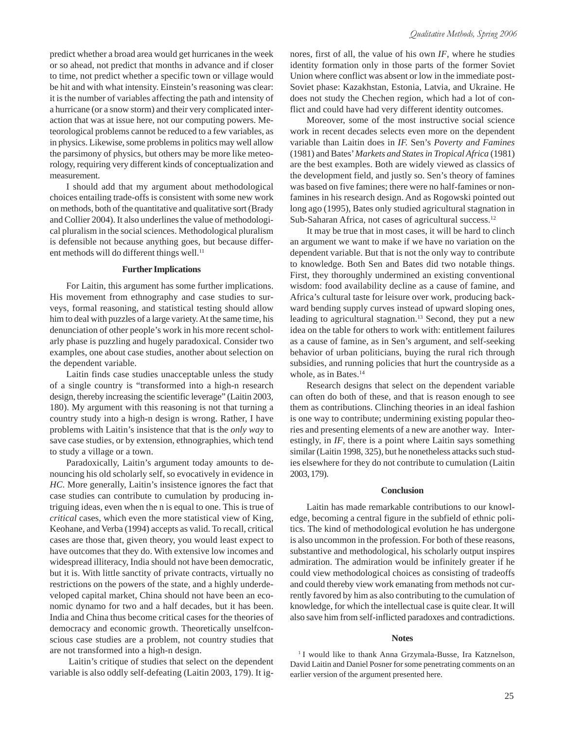predict whether a broad area would get hurricanes in the week or so ahead, not predict that months in advance and if closer to time, not predict whether a specific town or village would be hit and with what intensity. Einstein's reasoning was clear: it is the number of variables affecting the path and intensity of a hurricane (or a snow storm) and their very complicated interaction that was at issue here, not our computing powers. Meteorological problems cannot be reduced to a few variables, as in physics. Likewise, some problems in politics may well allow the parsimony of physics, but others may be more like meteorology, requiring very different kinds of conceptualization and measurement.

I should add that my argument about methodological choices entailing trade-offs is consistent with some new work on methods, both of the quantitative and qualitative sort (Brady and Collier 2004). It also underlines the value of methodological pluralism in the social sciences. Methodological pluralism is defensible not because anything goes, but because different methods will do different things well.[11]

**Further Implications**

For Laitin, this argument has some further implications. His movement from ethnography and case studies to surveys, formal reasoning, and statistical testing should allow him to deal with puzzles of a large variety. At the same time, his denunciation of other people's work in his more recent scholarly phase is puzzling and hugely paradoxical. Consider two examples, one about case studies, another about selection on the dependent variable.

Laitin finds case studies unacceptable unless the study of a single country is "transformed into a high-n research design, thereby increasing the scientific leverage" (Laitin 2003, 180). My argument with this reasoning is not that turning a country study into a high-n design is wrong. Rather, I have problems with Laitin's insistence that that is the *only way* to save case studies, or by extension, ethnographies, which tend to study a village or a town.

Paradoxically, Laitin's argument today amounts to denouncing his old scholarly self, so evocatively in evidence in *HC*. More generally, Laitin's insistence ignores the fact that case studies can contribute to cumulation by producing intriguing ideas, even when the n is equal to one. This is true of *critical* cases, which even the more statistical view of King, Keohane, and Verba (1994) accepts as valid. To recall, critical cases are those that, given theory, you would least expect to have outcomes that they do. With extensive low incomes and widespread illiteracy, India should not have been democratic, but it is. With little sanctity of private contracts, virtually no restrictions on the powers of the state, and a highly underdeveloped capital market, China should not have been an economic dynamo for two and a half decades, but it has been. India and China thus become critical cases for the theories of democracy and economic growth. Theoretically unselfconscious case studies are a problem, not country studies that are not transformed into a high-n design.

Laitin's critique of studies that select on the dependent variable is also oddly self-defeating (Laitin 2003, 179). It ignores, first of all, the value of his own *IF*, where he studies identity formation only in those parts of the former Soviet Union where conflict was absent or low in the immediate post-Soviet phase: Kazakhstan, Estonia, Latvia, and Ukraine. He does not study the Chechen region, which had a lot of conflict and could have had very different identity outcomes.

Moreover, some of the most instructive social science work in recent decades selects even more on the dependent variable than Laitin does in *IF.* Sen's *Poverty and Famines* (1981) and Bates' *Markets and States in Tropical Africa* (1981) are the best examples. Both are widely viewed as classics of the development field, and justly so. Sen's theory of famines was based on five famines; there were no half-famines or non-famines in his research design. And as Rogowski pointed out long ago (1995), Bates only studied agricultural stagnation in Sub-Saharan Africa, not cases of agricultural success.[12]

It may be true that in most cases, it will be hard to clinch an argument we want to make if we have no variation on the dependent variable. But that is not the only way to contribute to knowledge. Both Sen and Bates did two notable things. First, they thoroughly undermined an existing conventional wisdom: food availability decline as a cause of famine, and Africa's cultural taste for leisure over work, producing backward bending supply curves instead of upward sloping ones, leading to agricultural stagnation.[13] Second, they put a new idea on the table for others to work with: entitlement failures as a cause of famine, as in Sen's argument, and self-seeking behavior of urban politicians, buying the rural rich through subsidies, and running policies that hurt the countryside as a whole, as in Bates.[14]

Research designs that select on the dependent variable can often do both of these, and that is reason enough to see them as contributions. Clinching theories in an ideal fashion is one way to contribute; undermining existing popular theories and presenting elements of a new are another way. Interestingly, in *IF*, there is a point where Laitin says something similar (Laitin 1998, 325), but he nonetheless attacks such studies elsewhere for they do not contribute to cumulation (Laitin 2003, 179).

**Conclusion**

Laitin has made remarkable contributions to our knowledge, becoming a central figure in the subfield of ethnic politics. The kind of methodological evolution he has undergone is also uncommon in the profession. For both of these reasons, substantive and methodological, his scholarly output inspires admiration. The admiration would be infinitely greater if he could view methodological choices as consisting of tradeoffs and could thereby view work emanating from methods not currently favored by him as also contributing to the cumulation of knowledge, for which the intellectual case is quite clear. It will also save him from self-inflicted paradoxes and contradictions.

**Notes**

[1] I would like to thank Anna Grzymala-Busse, Ira Katznelson, David Laitin and Daniel Posner for some penetrating comments on an earlier version of the argument presented here.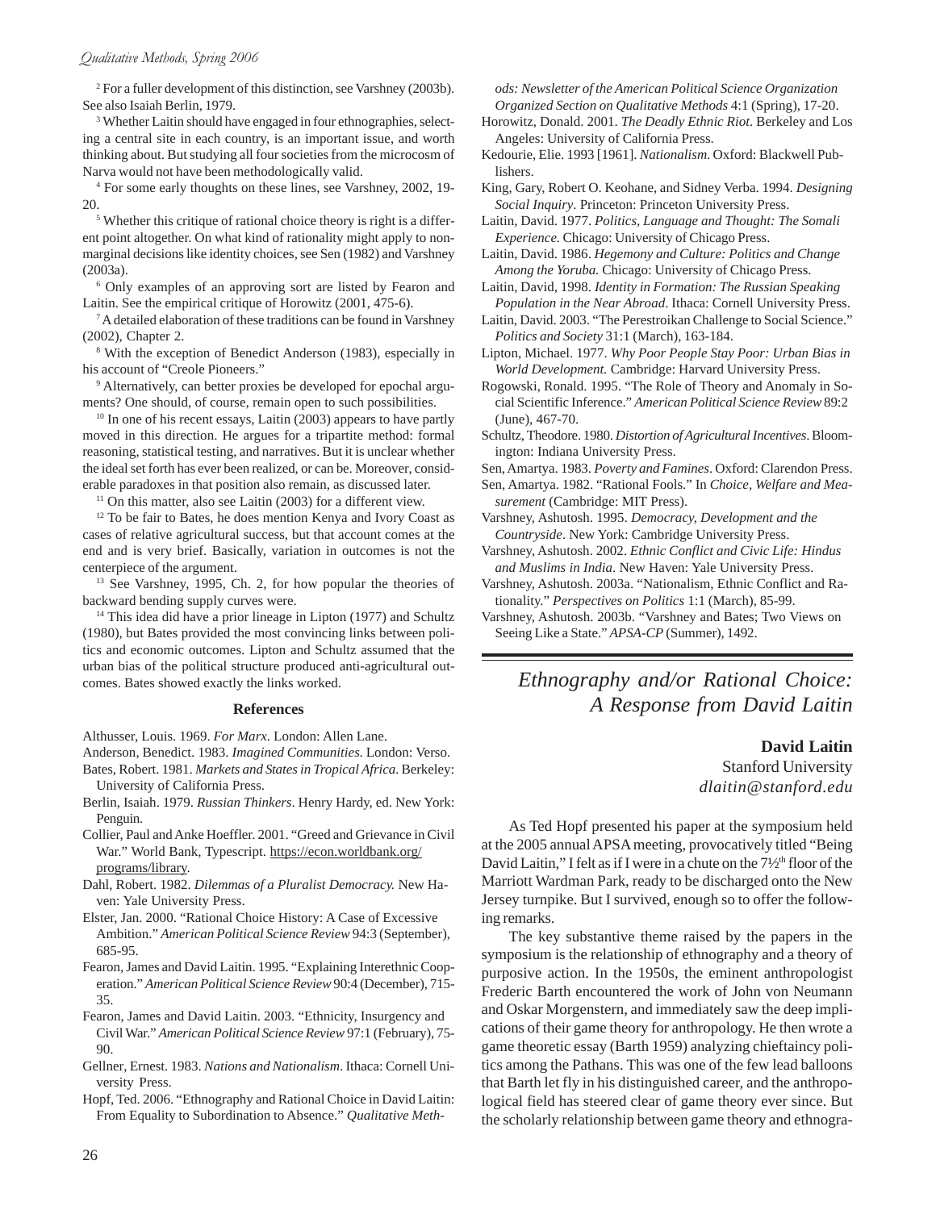[2] For a fuller development of this distinction, see Varshney (2003b). See also Isaiah Berlin, 1979.

[3] Whether Laitin should have engaged in four ethnographies, selecting a central site in each country, is an important issue, and worth thinking about. But studying all four societies from the microcosm of Narva would not have been methodologically valid.

[4] For some early thoughts on these lines, see Varshney, 2002, 19-20.

[5] Whether this critique of rational choice theory is right is a different point altogether. On what kind of rationality might apply to nonmarginal decisions like identity choices, see Sen (1982) and Varshney (2003a).

[6] Only examples of an approving sort are listed by Fearon and Laitin. See the empirical critique of Horowitz (2001, 475-6).

[7] A detailed elaboration of these traditions can be found in Varshney (2002), Chapter 2.

[8] With the exception of Benedict Anderson (1983), especially in his account of "Creole Pioneers."

[9] Alternatively, can better proxies be developed for epochal arguments? One should, of course, remain open to such possibilities.

[10] In one of his recent essays, Laitin (2003) appears to have partly moved in this direction. He argues for a tripartite method: formal reasoning, statistical testing, and narratives. But it is unclear whether the ideal set forth has ever been realized, or can be. Moreover, considerable paradoxes in that position also remain, as discussed later.

[11] On this matter, also see Laitin (2003) for a different view.

[12] To be fair to Bates, he does mention Kenya and Ivory Coast as cases of relative agricultural success, but that account comes at the end and is very brief. Basically, variation in outcomes is not the centerpiece of the argument.

[13] See Varshney, 1995, Ch. 2, for how popular the theories of backward bending supply curves were.

[14] This idea did have a prior lineage in Lipton (1977) and Schultz (1980), but Bates provided the most convincing links between politics and economic outcomes. Lipton and Schultz assumed that the urban bias of the political structure produced anti-agricultural outcomes. Bates showed exactly the links worked.

### References

Althusser, Louis. 1969. *For Marx*. London: Allen Lane.

Anderson, Benedict. 1983. *Imagined Communities*. London: Verso.

Bates, Robert. 1981. *Markets and States in Tropical Africa*. Berkeley: University of California Press.

Berlin, Isaiah. 1979. *Russian Thinkers*. Henry Hardy, ed. New York: Penguin.

Collier, Paul and Anke Hoeffler. 2001. "Greed and Grievance in Civil War." World Bank, Typescript. https://econ.worldbank.org/programs/library.

Dahl, Robert. 1982. *Dilemmas of a Pluralist Democracy.* New Haven: Yale University Press.

Elster, Jan. 2000. "Rational Choice History: A Case of Excessive Ambition." *American Political Science Review* 94:3 (September), 685-95.

Fearon, James and David Laitin. 1995. "Explaining Interethnic Cooperation." *American Political Science Review* 90:4 (December), 715-35.

Fearon, James and David Laitin. 2003. "Ethnicity, Insurgency and Civil War." *American Political Science Review* 97:1 (February), 75-90.

Gellner, Ernest. 1983. *Nations and Nationalism*. Ithaca: Cornell University Press.

Hopf, Ted. 2006. "Ethnography and Rational Choice in David Laitin: From Equality to Subordination to Absence." *Qualitative Methods: Newsletter of the American Political Science Organization Organized Section on Qualitative Methods* 4:1 (Spring), 17-20.

Horowitz, Donald. 2001. *The Deadly Ethnic Riot*. Berkeley and Los Angeles: University of California Press.

Kedourie, Elie. 1993 [1961]. *Nationalism*. Oxford: Blackwell Publishers.

King, Gary, Robert O. Keohane, and Sidney Verba. 1994. *Designing Social Inquiry*. Princeton: Princeton University Press.

Laitin, David. 1977. *Politics, Language and Thought: The Somali Experience.* Chicago: University of Chicago Press.

Laitin, David. 1986. *Hegemony and Culture: Politics and Change Among the Yoruba.* Chicago: University of Chicago Press.

Laitin, David, 1998. *Identity in Formation: The Russian Speaking Population in the Near Abroad*. Ithaca: Cornell University Press.

Laitin, David. 2003. "The Perestroikan Challenge to Social Science." *Politics and Society* 31:1 (March), 163-184.

Lipton, Michael. 1977. *Why Poor People Stay Poor: Urban Bias in World Development.* Cambridge: Harvard University Press.

Rogowski, Ronald. 1995. "The Role of Theory and Anomaly in Social Scientific Inference." *American Political Science Review* 89:2 (June), 467-70.

Schultz, Theodore. 1980. *Distortion of Agricultural Incentives*. Bloomington: Indiana University Press.

Sen, Amartya. 1983. *Poverty and Famines*. Oxford: Clarendon Press.

Sen, Amartya. 1982. "Rational Fools." In *Choice, Welfare and Measurement* (Cambridge: MIT Press).

Varshney, Ashutosh. 1995. *Democracy, Development and the Countryside*. New York: Cambridge University Press.

Varshney, Ashutosh. 2002. *Ethnic Conflict and Civic Life: Hindus and Muslims in India*. New Haven: Yale University Press.

Varshney, Ashutosh. 2003a. "Nationalism, Ethnic Conflict and Rationality." *Perspectives on Politics* 1:1 (March), 85-99.

Varshney, Ashutosh. 2003b. "Varshney and Bates; Two Views on Seeing Like a State." *APSA-CP* (Summer), 1492.

## *Ethnography and/or Rational Choice: A Response from David Laitin*

**David Laitin**
Stanford University
*dlaitin@stanford.edu*

As Ted Hopf presented his paper at the symposium held at the 2005 annual APSA meeting, provocatively titled "Being David Laitin," I felt as if I were in a chute on the 7½th floor of the Marriott Wardman Park, ready to be discharged onto the New Jersey turnpike. But I survived, enough so to offer the following remarks.

The key substantive theme raised by the papers in the symposium is the relationship of ethnography and a theory of purposive action. In the 1950s, the eminent anthropologist Frederic Barth encountered the work of John von Neumann and Oskar Morgenstern, and immediately saw the deep implications of their game theory for anthropology. He then wrote a game theoretic essay (Barth 1959) analyzing chieftaincy politics among the Pathans. This was one of the few lead balloons that Barth let fly in his distinguished career, and the anthropological field has steered clear of game theory ever since. But the scholarly relationship between game theory and ethnogra-